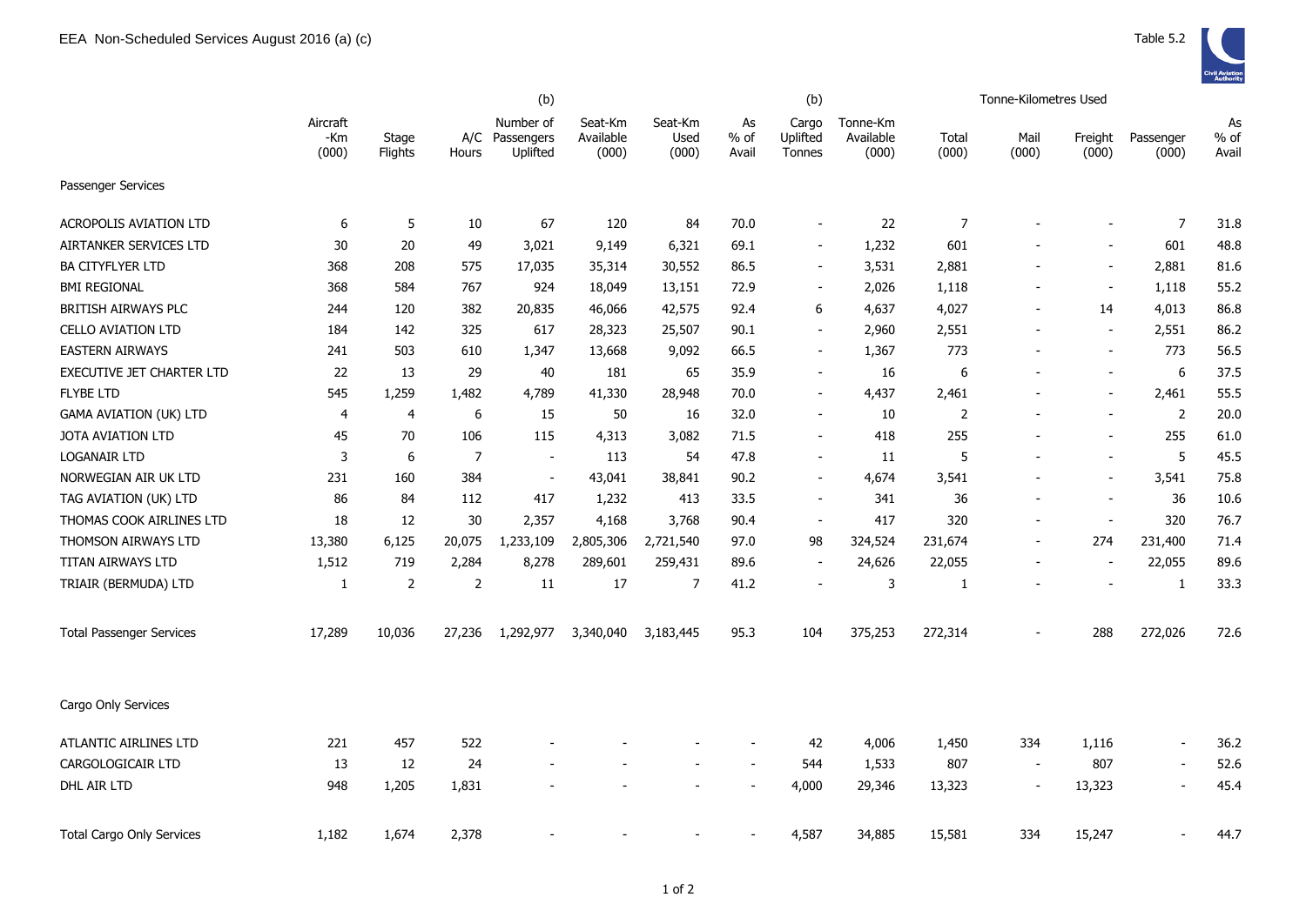# EEA Non-Scheduled Services August 2016 (a) (c)

Table 5.2

| | Aircraft -Km (000) | Stage Flights | A/C Hours | (b) Number of Passengers Uplifted | Seat-Km Available (000) | Seat-Km Used (000) | As % of Avail | (b) Cargo Uplifted Tonnes | Tonne-Km Available (000) | Tonne-Kilometres Used Total (000) | Mail (000) | Freight (000) | Passenger (000) | As % of Avail |
|---|---|---|---|---|---|---|---|---|---|---|---|---|---|---|
| Passenger Services | | | | | | | | | | | | | | |
| ACROPOLIS AVIATION LTD | 6 | 5 | 10 | 67 | 120 | 84 | 70.0 | - | 22 | 7 | - | - | 7 | 31.8 |
| AIRTANKER SERVICES LTD | 30 | 20 | 49 | 3,021 | 9,149 | 6,321 | 69.1 | - | 1,232 | 601 | - | - | 601 | 48.8 |
| BA CITYFLYER LTD | 368 | 208 | 575 | 17,035 | 35,314 | 30,552 | 86.5 | - | 3,531 | 2,881 | - | - | 2,881 | 81.6 |
| BMI REGIONAL | 368 | 584 | 767 | 924 | 18,049 | 13,151 | 72.9 | - | 2,026 | 1,118 | - | - | 1,118 | 55.2 |
| BRITISH AIRWAYS PLC | 244 | 120 | 382 | 20,835 | 46,066 | 42,575 | 92.4 | 6 | 4,637 | 4,027 | - | 14 | 4,013 | 86.8 |
| CELLO AVIATION LTD | 184 | 142 | 325 | 617 | 28,323 | 25,507 | 90.1 | - | 2,960 | 2,551 | - | - | 2,551 | 86.2 |
| EASTERN AIRWAYS | 241 | 503 | 610 | 1,347 | 13,668 | 9,092 | 66.5 | - | 1,367 | 773 | - | - | 773 | 56.5 |
| EXECUTIVE JET CHARTER LTD | 22 | 13 | 29 | 40 | 181 | 65 | 35.9 | - | 16 | 6 | - | - | 6 | 37.5 |
| FLYBE LTD | 545 | 1,259 | 1,482 | 4,789 | 41,330 | 28,948 | 70.0 | - | 4,437 | 2,461 | - | - | 2,461 | 55.5 |
| GAMA AVIATION (UK) LTD | 4 | 4 | 6 | 15 | 50 | 16 | 32.0 | - | 10 | 2 | - | - | 2 | 20.0 |
| JOTA AVIATION LTD | 45 | 70 | 106 | 115 | 4,313 | 3,082 | 71.5 | - | 418 | 255 | - | - | 255 | 61.0 |
| LOGANAIR LTD | 3 | 6 | 7 | - | 113 | 54 | 47.8 | - | 11 | 5 | - | - | 5 | 45.5 |
| NORWEGIAN AIR UK LTD | 231 | 160 | 384 | - | 43,041 | 38,841 | 90.2 | - | 4,674 | 3,541 | - | - | 3,541 | 75.8 |
| TAG AVIATION (UK) LTD | 86 | 84 | 112 | 417 | 1,232 | 413 | 33.5 | - | 341 | 36 | - | - | 36 | 10.6 |
| THOMAS COOK AIRLINES LTD | 18 | 12 | 30 | 2,357 | 4,168 | 3,768 | 90.4 | - | 417 | 320 | - | - | 320 | 76.7 |
| THOMSON AIRWAYS LTD | 13,380 | 6,125 | 20,075 | 1,233,109 | 2,805,306 | 2,721,540 | 97.0 | 98 | 324,524 | 231,674 | - | 274 | 231,400 | 71.4 |
| TITAN AIRWAYS LTD | 1,512 | 719 | 2,284 | 8,278 | 289,601 | 259,431 | 89.6 | - | 24,626 | 22,055 | - | - | 22,055 | 89.6 |
| TRIAIR (BERMUDA) LTD | 1 | 2 | 2 | 11 | 17 | 7 | 41.2 | - | 3 | 1 | - | - | 1 | 33.3 |
| Total Passenger Services | 17,289 | 10,036 | 27,236 | 1,292,977 | 3,340,040 | 3,183,445 | 95.3 | 104 | 375,253 | 272,314 | - | 288 | 272,026 | 72.6 |
| Cargo Only Services | | | | | | | | | | | | | | |
| ATLANTIC AIRLINES LTD | 221 | 457 | 522 | - | - | - | - | 42 | 4,006 | 1,450 | 334 | 1,116 | - | 36.2 |
| CARGOLOGICAIR LTD | 13 | 12 | 24 | - | - | - | - | 544 | 1,533 | 807 | - | 807 | - | 52.6 |
| DHL AIR LTD | 948 | 1,205 | 1,831 | - | - | - | - | 4,000 | 29,346 | 13,323 | - | 13,323 | - | 45.4 |
| Total Cargo Only Services | 1,182 | 1,674 | 2,378 | - | - | - | - | 4,587 | 34,885 | 15,581 | 334 | 15,247 | - | 44.7 |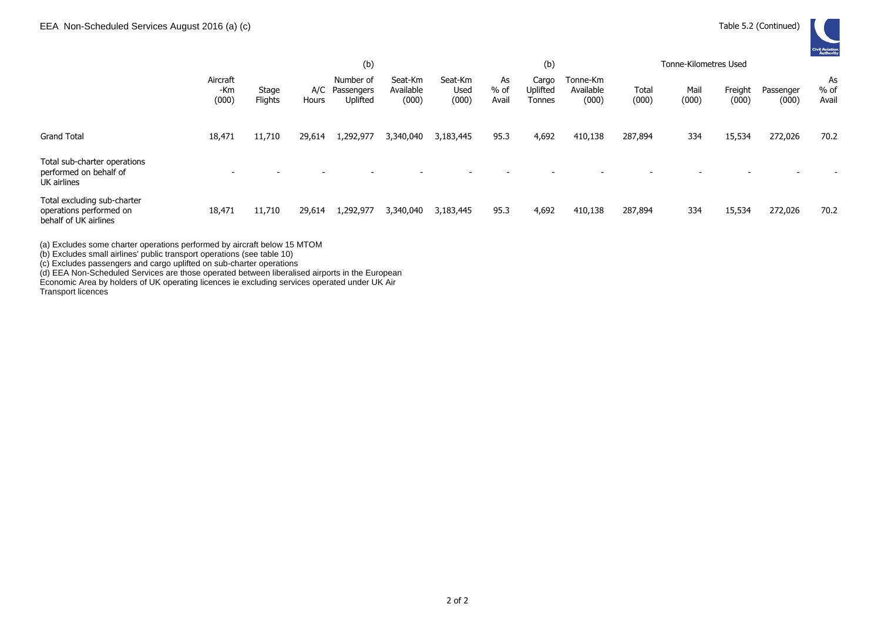EEA Non-Scheduled Services August 2016 (a) (c)

Table 5.2 (Continued)

| | Aircraft -Km (000) | Stage Flights | A/C Hours | (b) Number of Passengers Uplifted | Seat-Km Available (000) | Seat-Km Used (000) | As % of Avail | (b) Cargo Uplifted Tonnes | Tonne-Km Available (000) | Tonne-Kilometres Used Total (000) | Mail (000) | Freight (000) | Passenger (000) | As % of Avail |
|---|---|---|---|---|---|---|---|---|---|---|---|---|---|---|
| Grand Total | 18,471 | 11,710 | 29,614 | 1,292,977 | 3,340,040 | 3,183,445 | 95.3 | 4,692 | 410,138 | 287,894 | 334 | 15,534 | 272,026 | 70.2 |
| Total sub-charter operations performed on behalf of UK airlines | - | - | - | - | - | - | - | - | - | - | - | - | - | - |
| Total excluding sub-charter operations performed on behalf of UK airlines | 18,471 | 11,710 | 29,614 | 1,292,977 | 3,340,040 | 3,183,445 | 95.3 | 4,692 | 410,138 | 287,894 | 334 | 15,534 | 272,026 | 70.2 |

(a) Excludes some charter operations performed by aircraft below 15 MTOM
(b) Excludes small airlines' public transport operations (see table 10)
(c) Excludes passengers and cargo uplifted on sub-charter operations
(d) EEA Non-Scheduled Services are those operated between liberalised airports in the European Economic Area by holders of UK operating licences ie excluding services operated under UK Air Transport licences